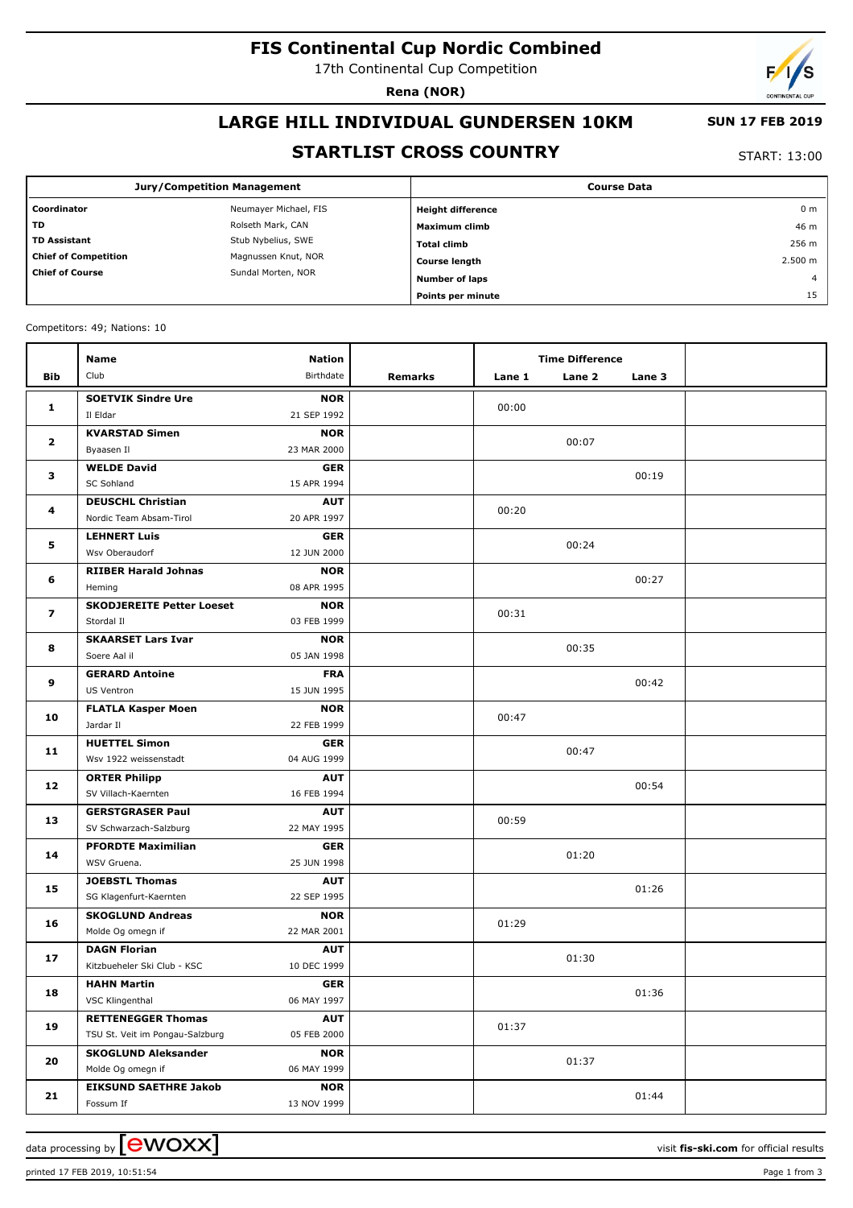# FIS Continental Cup Nordic Combined

17th Continental Cup Competition

**Rena (NOR)**

## LARGE HILL INDIVIDUAL GUNDERSEN 10KM

**SUN 17 FEB 2019**

## STARTLIST CROSS COUNTRY

START: 13:00

| Jury/Competition Management | | Course Data | |
|---|---|---|---|
| **Coordinator** | Neumayer Michael, FIS | **Height difference** | 0 m |
| **TD** | Rolseth Mark, CAN | **Maximum climb** | 46 m |
| **TD Assistant** | Stub Nybelius, SWE | **Total climb** | 256 m |
| **Chief of Competition** | Magnussen Knut, NOR | **Course length** | 2.500 m |
| **Chief of Course** | Sundal Morten, NOR | **Number of laps** | 4 |
| | | **Points per minute** | 15 |

Competitors: 49; Nations: 10

| Bib | Name / Club | Nation / Birthdate | Remarks | Lane 1 | Lane 2 | Lane 3 | |
|---|---|---|---|---|---|---|---|
| **1** | **SOETVIK Sindre Ure** / Il Eldar | **NOR** / 21 SEP 1992 | | 00:00 | | | |
| **2** | **KVARSTAD Simen** / Byaasen Il | **NOR** / 23 MAR 2000 | | | 00:07 | | |
| **3** | **WELDE David** / SC Sohland | **GER** / 15 APR 1994 | | | | 00:19 | |
| **4** | **DEUSCHL Christian** / Nordic Team Absam-Tirol | **AUT** / 20 APR 1997 | | 00:20 | | | |
| **5** | **LEHNERT Luis** / Wsv Oberaudorf | **GER** / 12 JUN 2000 | | | 00:24 | | |
| **6** | **RIIBER Harald Johnas** / Heming | **NOR** / 08 APR 1995 | | | | 00:27 | |
| **7** | **SKODJEREITE Petter Loeset** / Stordal Il | **NOR** / 03 FEB 1999 | | 00:31 | | | |
| **8** | **SKAARSET Lars Ivar** / Soere Aal il | **NOR** / 05 JAN 1998 | | | 00:35 | | |
| **9** | **GERARD Antoine** / US Ventron | **FRA** / 15 JUN 1995 | | | | 00:42 | |
| **10** | **FLATLA Kasper Moen** / Jardar Il | **NOR** / 22 FEB 1999 | | 00:47 | | | |
| **11** | **HUETTEL Simon** / Wsv 1922 weissenstadt | **GER** / 04 AUG 1999 | | | 00:47 | | |
| **12** | **ORTER Philipp** / SV Villach-Kaernten | **AUT** / 16 FEB 1994 | | | | 00:54 | |
| **13** | **GERSTGRASER Paul** / SV Schwarzach-Salzburg | **AUT** / 22 MAY 1995 | | 00:59 | | | |
| **14** | **PFORDTE Maximilian** / WSV Gruena. | **GER** / 25 JUN 1998 | | | 01:20 | | |
| **15** | **JOEBSTL Thomas** / SG Klagenfurt-Kaernten | **AUT** / 22 SEP 1995 | | | | 01:26 | |
| **16** | **SKOGLUND Andreas** / Molde Og omegn if | **NOR** / 22 MAR 2001 | | 01:29 | | | |
| **17** | **DAGN Florian** / Kitzbueheler Ski Club - KSC | **AUT** / 10 DEC 1999 | | | 01:30 | | |
| **18** | **HAHN Martin** / VSC Klingenthal | **GER** / 06 MAY 1997 | | | | 01:36 | |
| **19** | **RETTENEGGER Thomas** / TSU St. Veit im Pongau-Salzburg | **AUT** / 05 FEB 2000 | | 01:37 | | | |
| **20** | **SKOGLUND Aleksander** / Molde Og omegn if | **NOR** / 06 MAY 1999 | | | 01:37 | | |
| **21** | **EIKSUND SAETHRE Jakob** / Fossum If | **NOR** / 13 NOV 1999 | | | | 01:44 | |

data processing by [ewoxx] — visit **fis-ski.com** for official results

printed 17 FEB 2019, 10:51:54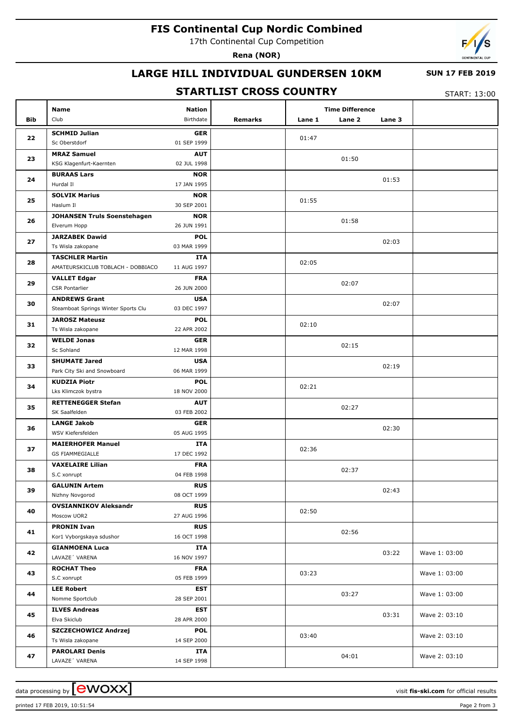# FIS Continental Cup Nordic Combined

17th Continental Cup Competition

**Rena (NOR)**

## LARGE HILL INDIVIDUAL GUNDERSEN 10KM

**SUN 17 FEB 2019**

## STARTLIST CROSS COUNTRY

START: 13:00

| Bib | Name / Club | Nation / Birthdate | Remarks | Lane 1 | Lane 2 | Lane 3 | |
|---|---|---|---|---|---|---|---|
| 22 | **SCHMID Julian**<br>Sc Oberstdorf | **GER**<br>01 SEP 1999 | | 01:47 | | | |
| 23 | **MRAZ Samuel**<br>KSG Klagenfurt-Kaernten | **AUT**<br>02 JUL 1998 | | | 01:50 | | |
| 24 | **BURAAS Lars**<br>Hurdal Il | **NOR**<br>17 JAN 1995 | | | | 01:53 | |
| 25 | **SOLVIK Marius**<br>Haslum Il | **NOR**<br>30 SEP 2001 | | 01:55 | | | |
| 26 | **JOHANSEN Truls Soenstehagen**<br>Elverum Hopp | **NOR**<br>26 JUN 1991 | | | 01:58 | | |
| 27 | **JARZABEK Dawid**<br>Ts Wisla zakopane | **POL**<br>03 MAR 1999 | | | | 02:03 | |
| 28 | **TASCHLER Martin**<br>AMATEURSKICLUB TOBLACH - DOBBIACO | **ITA**<br>11 AUG 1997 | | 02:05 | | | |
| 29 | **VALLET Edgar**<br>CSR Pontarlier | **FRA**<br>26 JUN 2000 | | | 02:07 | | |
| 30 | **ANDREWS Grant**<br>Steamboat Springs Winter Sports Clu | **USA**<br>03 DEC 1997 | | | | 02:07 | |
| 31 | **JAROSZ Mateusz**<br>Ts Wisla zakopane | **POL**<br>22 APR 2002 | | 02:10 | | | |
| 32 | **WELDE Jonas**<br>Sc Sohland | **GER**<br>12 MAR 1998 | | | 02:15 | | |
| 33 | **SHUMATE Jared**<br>Park City Ski and Snowboard | **USA**<br>06 MAR 1999 | | | | 02:19 | |
| 34 | **KUDZIA Piotr**<br>Lks Klimczok bystra | **POL**<br>18 NOV 2000 | | 02:21 | | | |
| 35 | **RETTENEGGER Stefan**<br>SK Saalfelden | **AUT**<br>03 FEB 2002 | | | 02:27 | | |
| 36 | **LANGE Jakob**<br>WSV Kiefersfelden | **GER**<br>05 AUG 1995 | | | | 02:30 | |
| 37 | **MAIERHOFER Manuel**<br>GS FIAMMEGIALLE | **ITA**<br>17 DEC 1992 | | 02:36 | | | |
| 38 | **VAXELAIRE Lilian**<br>S.C xonrupt | **FRA**<br>04 FEB 1998 | | | 02:37 | | |
| 39 | **GALUNIN Artem**<br>Nizhny Novgorod | **RUS**<br>08 OCT 1999 | | | | 02:43 | |
| 40 | **OVSIANNIKOV Aleksandr**<br>Moscow UOR2 | **RUS**<br>27 AUG 1996 | | 02:50 | | | |
| 41 | **PRONIN Ivan**<br>Kor1 Vyborgskaya sdushor | **RUS**<br>16 OCT 1998 | | | 02:56 | | |
| 42 | **GIANMOENA Luca**<br>LAVAZE´ VARENA | **ITA**<br>16 NOV 1997 | | | | 03:22 | Wave 1: 03:00 |
| 43 | **ROCHAT Theo**<br>S.C xonrupt | **FRA**<br>05 FEB 1999 | | 03:23 | | | Wave 1: 03:00 |
| 44 | **LEE Robert**<br>Nomme Sportclub | **EST**<br>28 SEP 2001 | | | 03:27 | | Wave 1: 03:00 |
| 45 | **ILVES Andreas**<br>Elva Skiclub | **EST**<br>28 APR 2000 | | | | 03:31 | Wave 2: 03:10 |
| 46 | **SZCZECHOWICZ Andrzej**<br>Ts Wisla zakopane | **POL**<br>14 SEP 2000 | | 03:40 | | | Wave 2: 03:10 |
| 47 | **PAROLARI Denis**<br>LAVAZE´ VARENA | **ITA**<br>14 SEP 1998 | | | 04:01 | | Wave 2: 03:10 |

data processing by ewoxx — visit **fis-ski.com** for official results

printed 17 FEB 2019, 10:51:54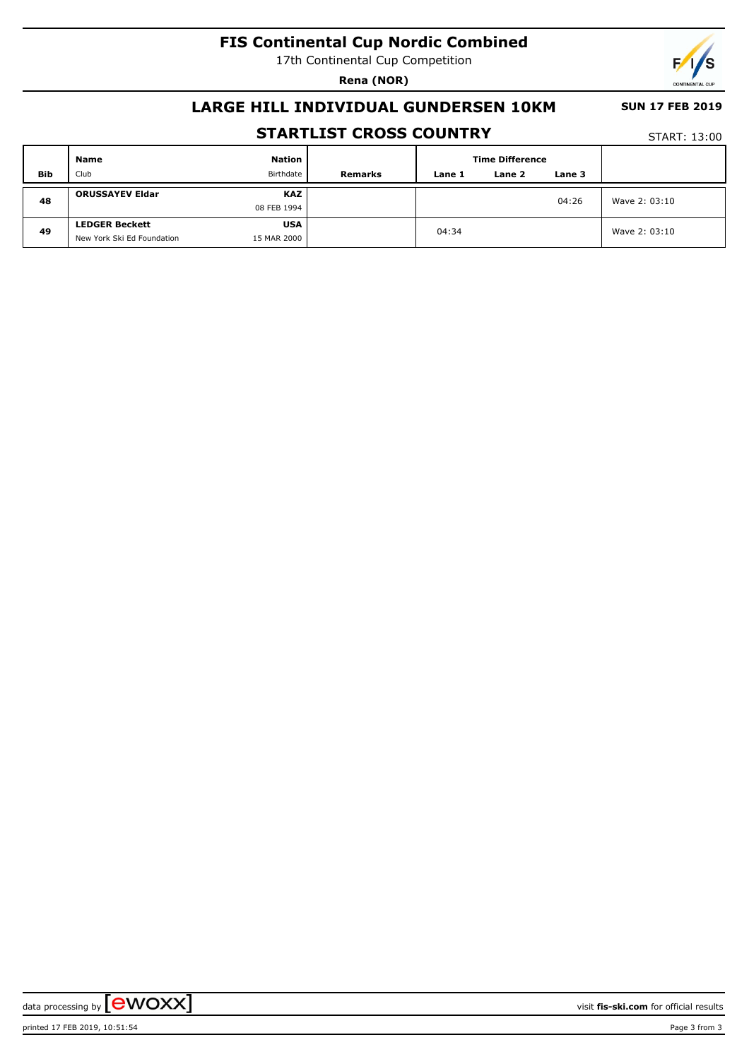# FIS Continental Cup Nordic Combined

17th Continental Cup Competition

**Rena (NOR)**

## LARGE HILL INDIVIDUAL GUNDERSEN 10KM

**SUN 17 FEB 2019**

## STARTLIST CROSS COUNTRY

START: 13:00

| Bib | Name / Club | Nation / Birthdate | Remarks | Time Difference Lane 1 | Time Difference Lane 2 | Time Difference Lane 3 | |
|---|---|---|---|---|---|---|---|
| 48 | **ORUSSAYEV Eldar** | **KAZ** 08 FEB 1994 | | | | 04:26 | Wave 2: 03:10 |
| 49 | **LEDGER Beckett** New York Ski Ed Foundation | **USA** 15 MAR 2000 | | 04:34 | | | Wave 2: 03:10 |

data processing by [ewoxx]

visit **fis-ski.com** for official results

printed 17 FEB 2019, 10:51:54